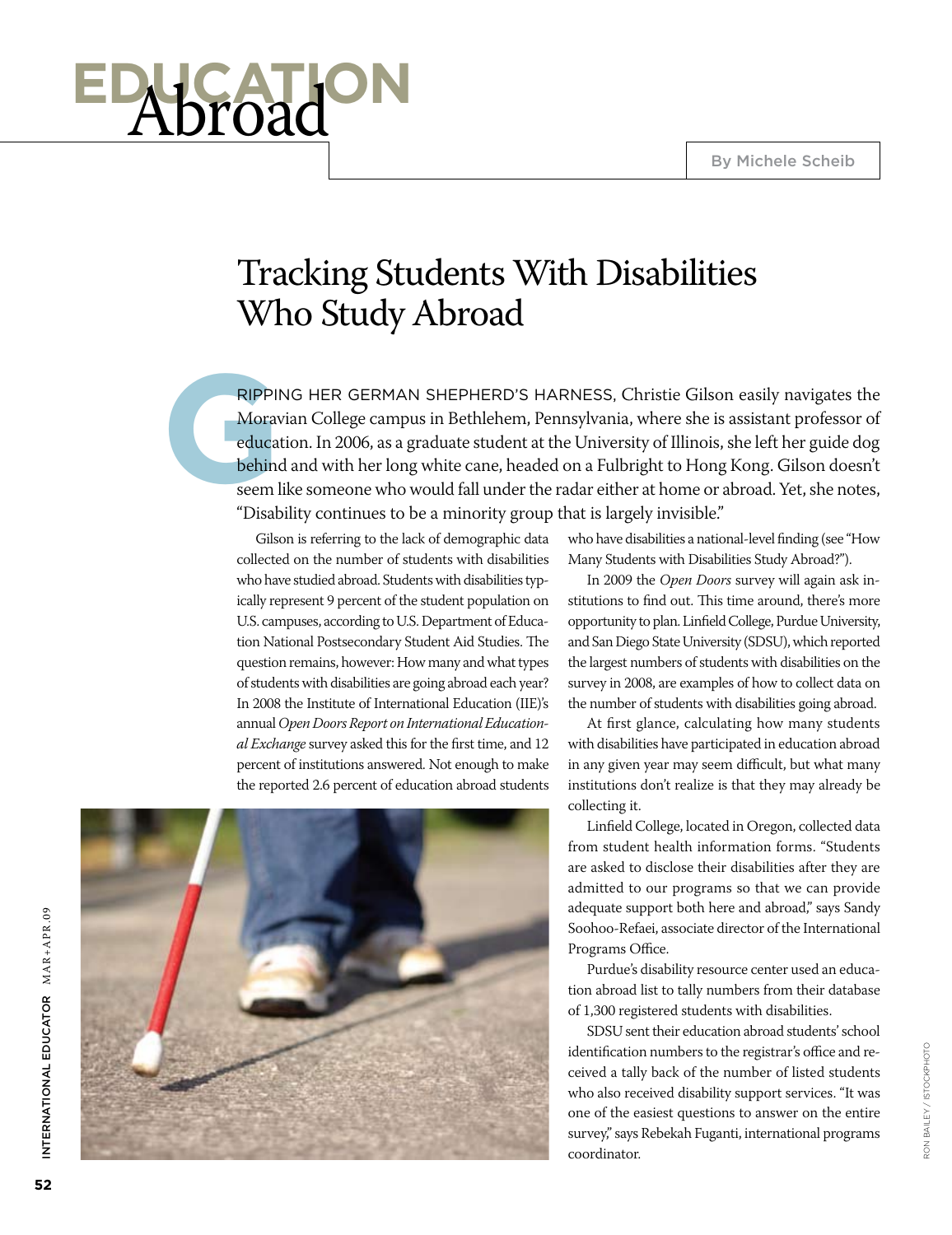# EDUCATION Abroad

By Michele Scheib

## Tracking Students With Disabilities Who Study Abroad

GRIPPING HER GERMAN SHEPHERD'S HARNESS, Christie Gilson easily navigates the Moravian College campus in Bethlehem, Pennsylvania, where she is assistant professor of education. In 2006, as a graduate student at the University of Illinois, she left her guide dog behind and with her long white cane, headed on a Fulbright to Hong Kong. Gilson doesn't seem like someone who would fall under the radar either at home or abroad. Yet, she notes, "Disability continues to be a minority group that is largely invisible."

Gilson is referring to the lack of demographic data collected on the number of students with disabilities who have studied abroad. Students with disabilities typically represent 9 percent of the student population on U.S. campuses, according to U.S. Department of Education National Postsecondary Student Aid Studies. The question remains, however: How many and what types of students with disabilities are going abroad each year? In 2008 the Institute of International Education (IIE)'s annual *Open Doors Report on International Educational Exchange* survey asked this for the first time, and 12 percent of institutions answered. Not enough to make the reported 2.6 percent of education abroad students who have disabilities a national-level finding (see "How Many Students with Disabilities Study Abroad?").

In 2009 the *Open Doors* survey will again ask institutions to find out. This time around, there's more opportunity to plan. Linfield College, Purdue University, and San Diego State University (SDSU), which reported the largest numbers of students with disabilities on the survey in 2008, are examples of how to collect data on the number of students with disabilities going abroad.

At first glance, calculating how many students with disabilities have participated in education abroad in any given year may seem difficult, but what many institutions don't realize is that they may already be collecting it.

Linfield College, located in Oregon, collected data from student health information forms. "Students are asked to disclose their disabilities after they are admitted to our programs so that we can provide adequate support both here and abroad," says Sandy Soohoo-Refaei, associate director of the International Programs Office.

Purdue's disability resource center used an education abroad list to tally numbers from their database of 1,300 registered students with disabilities.

SDSU sent their education abroad students' school identification numbers to the registrar's office and received a tally back of the number of listed students who also received disability support services. "It was one of the easiest questions to answer on the entire survey," says Rebekah Fuganti, international programs coordinator.

RON BAILEY / ISTOCKPHOTO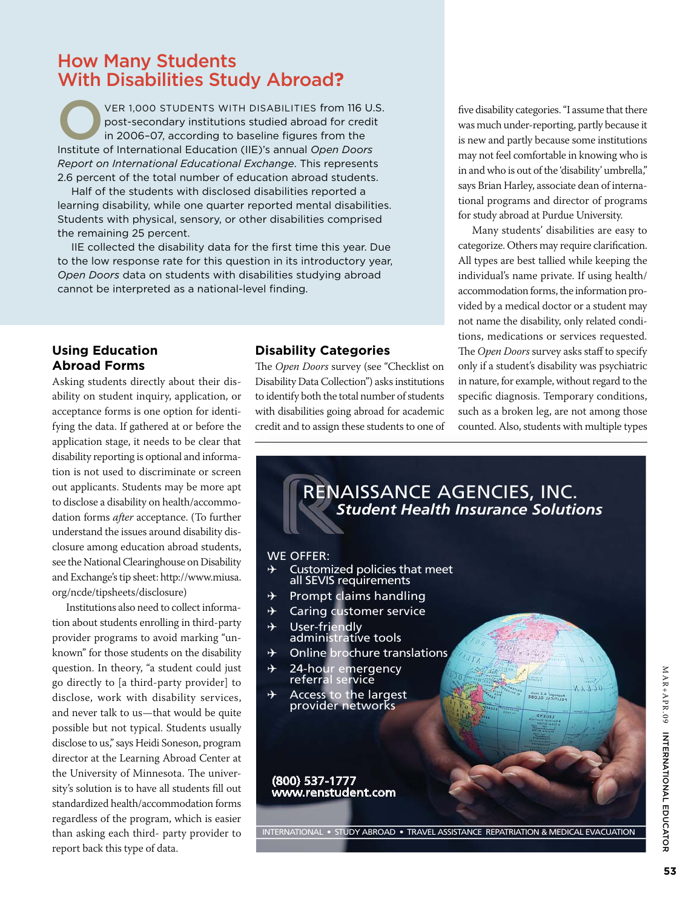## How Many Students With Disabilities Study Abroad?

Over 1,000 students with disabilities from 116 U.S. post-secondary institutions studied abroad for credit in 2006–07, according to baseline figures from the Institute of International Education (IIE)'s annual *Open Doors Report on International Educational Exchange*. This represents 2.6 percent of the total number of education abroad students.

Half of the students with disclosed disabilities reported a learning disability, while one quarter reported mental disabilities. Students with physical, sensory, or other disabilities comprised the remaining 25 percent.

IIE collected the disability data for the first time this year. Due to the low response rate for this question in its introductory year, *Open Doors* data on students with disabilities studying abroad cannot be interpreted as a national-level finding.

### Using Education Abroad Forms

Asking students directly about their disability on student inquiry, application, or acceptance forms is one option for identifying the data. If gathered at or before the application stage, it needs to be clear that disability reporting is optional and information is not used to discriminate or screen out applicants. Students may be more apt to disclose a disability on health/accommodation forms *after* acceptance. (To further understand the issues around disability disclosure among education abroad students, see the National Clearinghouse on Disability and Exchange's tip sheet: http://www.miusa.org/ncde/tipsheets/disclosure)

Institutions also need to collect information about students enrolling in third-party provider programs to avoid marking "unknown" for those students on the disability question. In theory, "a student could just go directly to [a third-party provider] to disclose, work with disability services, and never talk to us—that would be quite possible but not typical. Students usually disclose to us," says Heidi Soneson, program director at the Learning Abroad Center at the University of Minnesota. The university's solution is to have all students fill out standardized health/accommodation forms regardless of the program, which is easier than asking each third- party provider to report back this type of data.

### Disability Categories

The *Open Doors* survey (see "Checklist on Disability Data Collection") asks institutions to identify both the total number of students with disabilities going abroad for academic credit and to assign these students to one of five disability categories. "I assume that there was much under-reporting, partly because it is new and partly because some institutions may not feel comfortable in knowing who is in and who is out of the 'disability' umbrella," says Brian Harley, associate dean of international programs and director of programs for study abroad at Purdue University.

Many students' disabilities are easy to categorize. Others may require clarification. All types are best tallied while keeping the individual's name private. If using health/accommodation forms, the information provided by a medical doctor or a student may not name the disability, only related conditions, medications or services requested. The *Open Doors* survey asks staff to specify only if a student's disability was psychiatric in nature, for example, without regard to the specific diagnosis. Temporary conditions, such as a broken leg, are not among those counted. Also, students with multiple types

---

**RENAISSANCE AGENCIES, INC.**
***Student Health Insurance Solutions***

WE OFFER:
- Customized policies that meet all SEVIS requirements
- Prompt claims handling
- Caring customer service
- User-friendly administrative tools
- Online brochure translations
- 24-hour emergency referral service
- Access to the largest provider networks

(800) 537-1777
www.renstudent.com

INTERNATIONAL • STUDY ABROAD • TRAVEL ASSISTANCE REPATRIATION & MEDICAL EVACUATION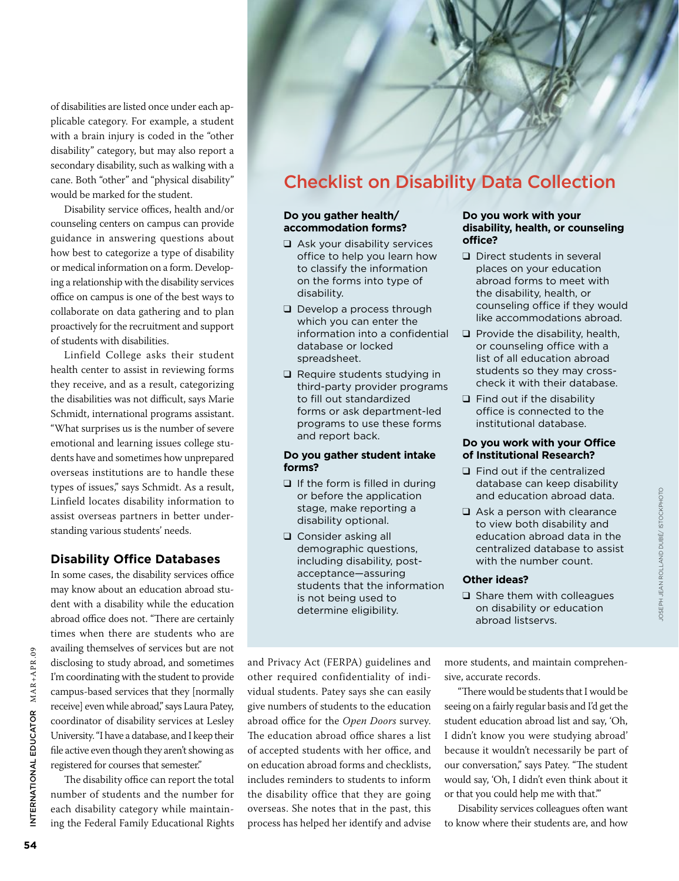of disabilities are listed once under each applicable category. For example, a student with a brain injury is coded in the "other disability" category, but may also report a secondary disability, such as walking with a cane. Both "other" and "physical disability" would be marked for the student.

Disability service offices, health and/or counseling centers on campus can provide guidance in answering questions about how best to categorize a type of disability or medical information on a form. Developing a relationship with the disability services office on campus is one of the best ways to collaborate on data gathering and to plan proactively for the recruitment and support of students with disabilities.

Linfield College asks their student health center to assist in reviewing forms they receive, and as a result, categorizing the disabilities was not difficult, says Marie Schmidt, international programs assistant. "What surprises us is the number of severe emotional and learning issues college students have and sometimes how unprepared overseas institutions are to handle these types of issues," says Schmidt. As a result, Linfield locates disability information to assist overseas partners in better understanding various students' needs.

## Disability Office Databases

In some cases, the disability services office may know about an education abroad student with a disability while the education abroad office does not. "There are certainly times when there are students who are availing themselves of services but are not disclosing to study abroad, and sometimes I'm coordinating with the student to provide campus-based services that they [normally receive] even while abroad," says Laura Patey, coordinator of disability services at Lesley University. "I have a database, and I keep their file active even though they aren't showing as registered for courses that semester."

The disability office can report the total number of students and the number for each disability category while maintaining the Federal Family Educational Rights and Privacy Act (FERPA) guidelines and other required confidentiality of individual students. Patey says she can easily give numbers of students to the education abroad office for the *Open Doors* survey. The education abroad office shares a list of accepted students with her office, and on education abroad forms and checklists, includes reminders to students to inform the disability office that they are going overseas. She notes that in the past, this process has helped her identify and advise more students, and maintain comprehensive, accurate records.

"There would be students that I would be seeing on a fairly regular basis and I'd get the student education abroad list and say, 'Oh, I didn't know you were studying abroad' because it wouldn't necessarily be part of our conversation," says Patey. "The student would say, 'Oh, I didn't even think about it or that you could help me with that.'"

Disability services colleagues often want to know where their students are, and how

## Checklist on Disability Data Collection

**Do you gather health/accommodation forms?**

- ❑ Ask your disability services office to help you learn how to classify the information on the forms into type of disability.
- ❑ Develop a process through which you can enter the information into a confidential database or locked spreadsheet.
- ❑ Require students studying in third-party provider programs to fill out standardized forms or ask department-led programs to use these forms and report back.

**Do you gather student intake forms?**

- ❑ If the form is filled in during or before the application stage, make reporting a disability optional.
- ❑ Consider asking all demographic questions, including disability, post-acceptance—assuring students that the information is not being used to determine eligibility.

**Do you work with your disability, health, or counseling office?**

- ❑ Direct students in several places on your education abroad forms to meet with the disability, health, or counseling office if they would like accommodations abroad.
- ❑ Provide the disability, health, or counseling office with a list of all education abroad students so they may cross-check it with their database.
- ❑ Find out if the disability office is connected to the institutional database.

**Do you work with your Office of Institutional Research?**

- ❑ Find out if the centralized database can keep disability and education abroad data.
- ❑ Ask a person with clearance to view both disability and education abroad data in the centralized database to assist with the number count.

**Other ideas?**

- ❑ Share them with colleagues on disability or education abroad listservs.

JOSEPH JEAN ROLLAND DUBÉ/ ISTOCKPHOTO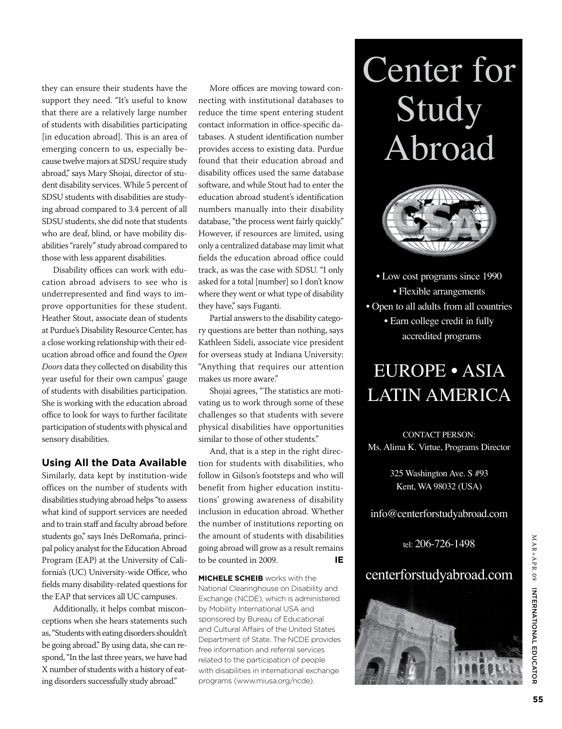they can ensure their students have the support they need. "It's useful to know that there are a relatively large number of students with disabilities participating [in education abroad]. This is an area of emerging concern to us, especially because twelve majors at SDSU require study abroad," says Mary Shojai, director of student disability services. While 5 percent of SDSU students with disabilities are studying abroad compared to 3.4 percent of all SDSU students, she did note that students who are deaf, blind, or have mobility disabilities "rarely" study abroad compared to those with less apparent disabilities.

Disability offices can work with education abroad advisers to see who is underrepresented and find ways to improve opportunities for these student. Heather Stout, associate dean of students at Purdue's Disability Resource Center, has a close working relationship with their education abroad office and found the *Open Doors* data they collected on disability this year useful for their own campus' gauge of students with disabilities participation. She is working with the education abroad office to look for ways to further facilitate participation of students with physical and sensory disabilities.

## Using All the Data Available

Similarly, data kept by institution-wide offices on the number of students with disabilities studying abroad helps "to assess what kind of support services are needed and to train staff and faculty abroad before students go," says Inés DeRomaña, principal policy analyst for the Education Abroad Program (EAP) at the University of California's (UC) University-wide Office, who fields many disability-related questions for the EAP that services all UC campuses.

Additionally, it helps combat misconceptions when she hears statements such as, "Students with eating disorders shouldn't be going abroad." By using data, she can respond, "In the last three years, we have had X number of students with a history of eating disorders successfully study abroad."

More offices are moving toward connecting with institutional databases to reduce the time spent entering student contact information in office-specific databases. A student identification number provides access to existing data. Purdue found that their education abroad and disability offices used the same database software, and while Stout had to enter the education abroad student's identification numbers manually into their disability database, "the process went fairly quickly." However, if resources are limited, using only a centralized database may limit what fields the education abroad office could track, as was the case with SDSU. "I only asked for a total [number] so I don't know where they went or what type of disability they have," says Fuganti.

Partial answers to the disability category questions are better than nothing, says Kathleen Sideli, associate vice president for overseas study at Indiana University: "Anything that requires our attention makes us more aware."

Shojai agrees, "The statistics are motivating us to work through some of these challenges so that students with severe physical disabilities have opportunities similar to those of other students."

And, that is a step in the right direction for students with disabilities, who follow in Gilson's footsteps and who will benefit from higher education institutions' growing awareness of disability inclusion in education abroad. Whether the number of institutions reporting on the amount of students with disabilities going abroad will grow as a result remains to be counted in 2009. **IE**

**MICHELE SCHEIB** works with the National Clearinghouse on Disability and Exchange (NCDE), which is administered by Mobility International USA and sponsored by Bureau of Educational and Cultural Affairs of the United States Department of State. The NCDE provides free information and referral services related to the participation of people with disabilities in international exchange programs (www.miusa.org/ncde).

# Center for Study Abroad

- Low cost programs since 1990
- Flexible arrangements
- Open to all adults from all countries
- Earn college credit in fully accredited programs

EUROPE • ASIA LATIN AMERICA

CONTACT PERSON:
Ms. Alima K. Virtue, Programs Director

325 Washington Ave. S #93
Kent, WA 98032 (USA)

info@centerforstudyabroad.com

tel: 206-726-1498

centerforstudyabroad.com